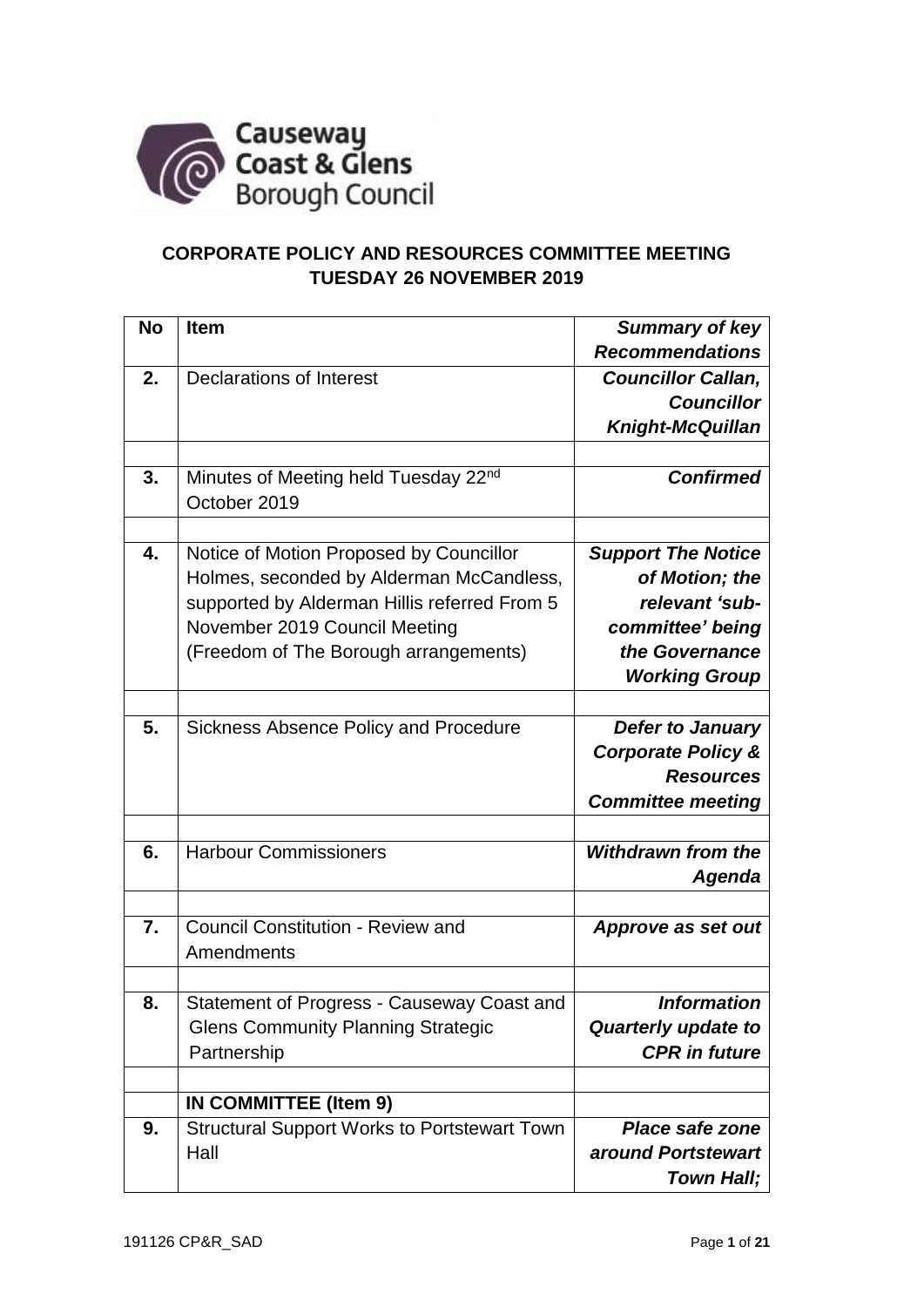Causeway Coast & Glens Borough Council

**CORPORATE POLICY AND RESOURCES COMMITTEE MEETING**
**TUESDAY 26 NOVEMBER 2019**

| No | Item | *Summary of key Recommendations* |
|---|---|---|
| **2.** | Declarations of Interest | ***Councillor Callan, Councillor Knight-McQuillan*** |
| | | |
| **3.** | Minutes of Meeting held Tuesday 22nd October 2019 | ***Confirmed*** |
| | | |
| **4.** | Notice of Motion Proposed by Councillor Holmes, seconded by Alderman McCandless, supported by Alderman Hillis referred From 5 November 2019 Council Meeting (Freedom of The Borough arrangements) | ***Support The Notice of Motion; the relevant 'sub-committee' being the Governance Working Group*** |
| | | |
| **5.** | Sickness Absence Policy and Procedure | ***Defer to January Corporate Policy & Resources Committee meeting*** |
| | | |
| **6.** | Harbour Commissioners | ***Withdrawn from the Agenda*** |
| | | |
| **7.** | Council Constitution - Review and Amendments | ***Approve as set out*** |
| | | |
| **8.** | Statement of Progress - Causeway Coast and Glens Community Planning Strategic Partnership | ***Information Quarterly update to CPR in future*** |
| | | |
| | **IN COMMITTEE (Item 9)** | |
| **9.** | Structural Support Works to Portstewart Town Hall | ***Place safe zone around Portstewart Town Hall;*** |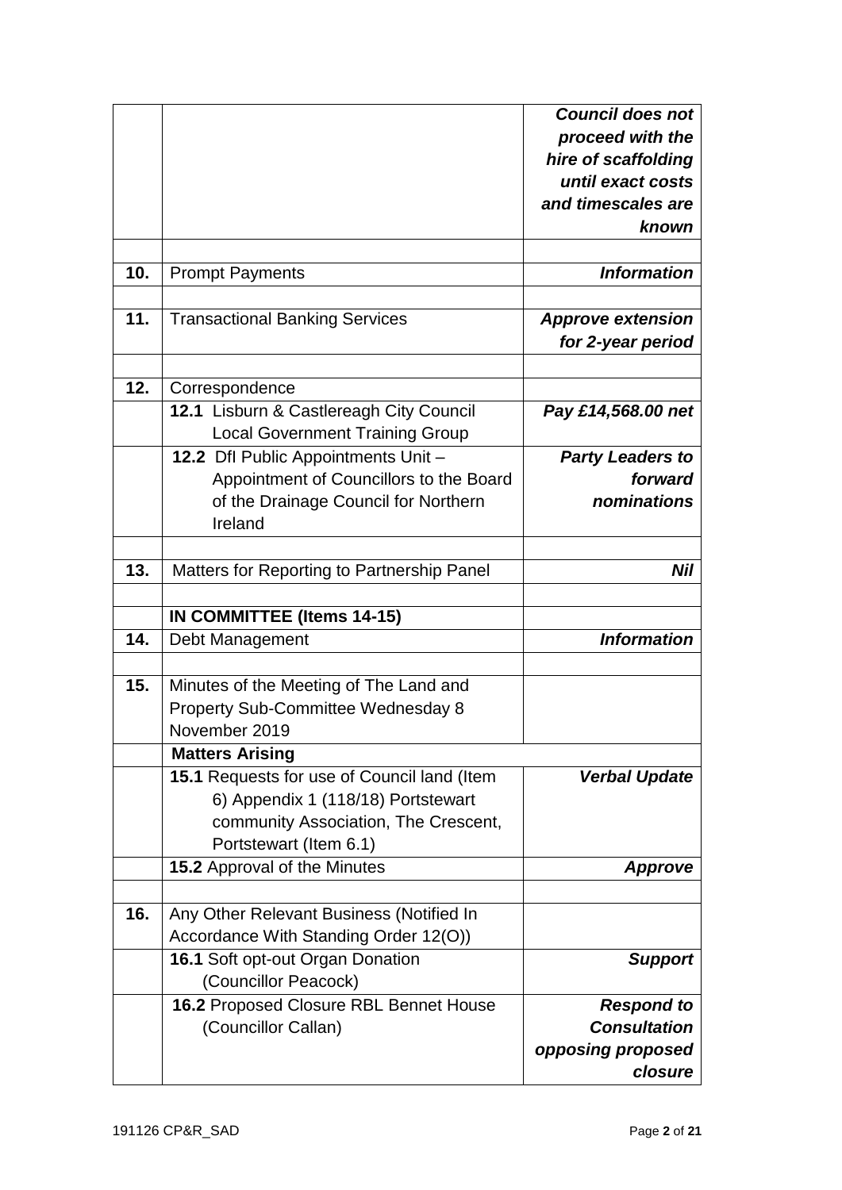| | | |
|---|---|---|
| | | ***Council does not proceed with the hire of scaffolding until exact costs and timescales are known*** |
| | | |
| 10. | Prompt Payments | ***Information*** |
| | | |
| 11. | Transactional Banking Services | ***Approve extension for 2-year period*** |
| | | |
| 12. | Correspondence | |
| | **12.1** Lisburn & Castlereagh City Council Local Government Training Group | ***Pay £14,568.00 net*** |
| | **12.2** DfI Public Appointments Unit – Appointment of Councillors to the Board of the Drainage Council for Northern Ireland | ***Party Leaders to forward nominations*** |
| | | |
| 13. | Matters for Reporting to Partnership Panel | ***Nil*** |
| | | |
| | **IN COMMITTEE (Items 14-15)** | |
| 14. | Debt Management | ***Information*** |
| | | |
| 15. | Minutes of the Meeting of The Land and Property Sub-Committee Wednesday 8 November 2019 | |
| | **Matters Arising** | |
| | **15.1** Requests for use of Council land (Item 6) Appendix 1 (118/18) Portstewart community Association, The Crescent, Portstewart (Item 6.1) | ***Verbal Update*** |
| | **15.2** Approval of the Minutes | ***Approve*** |
| | | |
| 16. | Any Other Relevant Business (Notified In Accordance With Standing Order 12(O)) | |
| | **16.1** Soft opt-out Organ Donation (Councillor Peacock) | ***Support*** |
| | **16.2** Proposed Closure RBL Bennet House (Councillor Callan) | ***Respond to Consultation opposing proposed closure*** |